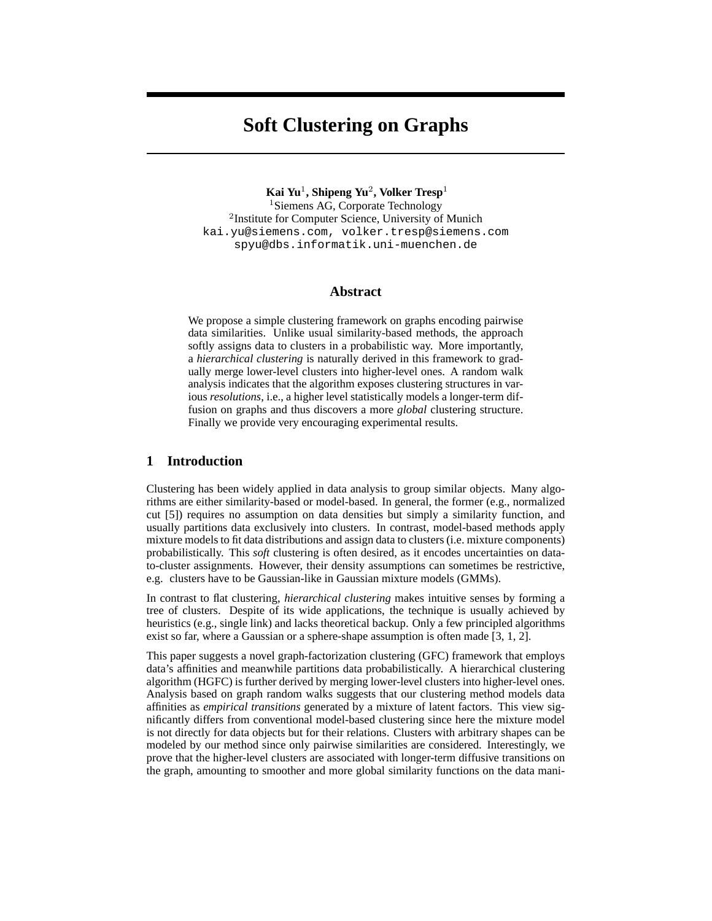# Soft Clustering on Graphs

**Kai Yu**[1]**, Shipeng Yu**[2]**, Volker Tresp**[1]

[1]Siemens AG, Corporate Technology

[2]Institute for Computer Science, University of Munich

kai.yu@siemens.com, volker.tresp@siemens.com

spyu@dbs.informatik.uni-muenchen.de

## Abstract

We propose a simple clustering framework on graphs encoding pairwise data similarities. Unlike usual similarity-based methods, the approach softly assigns data to clusters in a probabilistic way. More importantly, a *hierarchical clustering* is naturally derived in this framework to gradually merge lower-level clusters into higher-level ones. A random walk analysis indicates that the algorithm exposes clustering structures in various *resolutions*, i.e., a higher level statistically models a longer-term diffusion on graphs and thus discovers a more *global* clustering structure. Finally we provide very encouraging experimental results.

## 1 Introduction

Clustering has been widely applied in data analysis to group similar objects. Many algorithms are either similarity-based or model-based. In general, the former (e.g., normalized cut [5]) requires no assumption on data densities but simply a similarity function, and usually partitions data exclusively into clusters. In contrast, model-based methods apply mixture models to fit data distributions and assign data to clusters (i.e. mixture components) probabilistically. This *soft* clustering is often desired, as it encodes uncertainties on data-to-cluster assignments. However, their density assumptions can sometimes be restrictive, e.g. clusters have to be Gaussian-like in Gaussian mixture models (GMMs).

In contrast to flat clustering, *hierarchical clustering* makes intuitive senses by forming a tree of clusters. Despite of its wide applications, the technique is usually achieved by heuristics (e.g., single link) and lacks theoretical backup. Only a few principled algorithms exist so far, where a Gaussian or a sphere-shape assumption is often made [3, 1, 2].

This paper suggests a novel graph-factorization clustering (GFC) framework that employs data's affinities and meanwhile partitions data probabilistically. A hierarchical clustering algorithm (HGFC) is further derived by merging lower-level clusters into higher-level ones. Analysis based on graph random walks suggests that our clustering method models data affinities as *empirical transitions* generated by a mixture of latent factors. This view significantly differs from conventional model-based clustering since here the mixture model is not directly for data objects but for their relations. Clusters with arbitrary shapes can be modeled by our method since only pairwise similarities are considered. Interestingly, we prove that the higher-level clusters are associated with longer-term diffusive transitions on the graph, amounting to smoother and more global similarity functions on the data mani-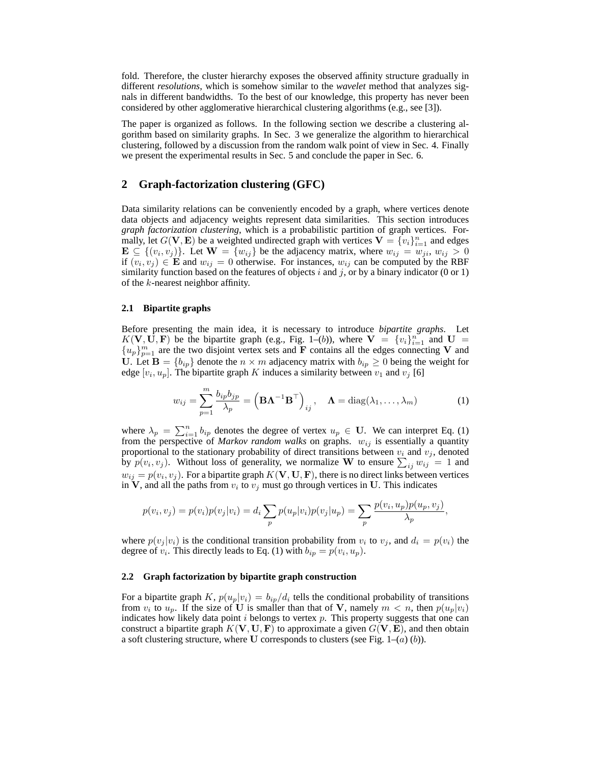fold. Therefore, the cluster hierarchy exposes the observed affinity structure gradually in different *resolutions*, which is somehow similar to the *wavelet* method that analyzes signals in different bandwidths. To the best of our knowledge, this property has never been considered by other agglomerative hierarchical clustering algorithms (e.g., see [3]).

The paper is organized as follows. In the following section we describe a clustering algorithm based on similarity graphs. In Sec. 3 we generalize the algorithm to hierarchical clustering, followed by a discussion from the random walk point of view in Sec. 4. Finally we present the experimental results in Sec. 5 and conclude the paper in Sec. 6.

## 2 Graph-factorization clustering (GFC)

Data similarity relations can be conveniently encoded by a graph, where vertices denote data objects and adjacency weights represent data similarities. This section introduces *graph factorization clustering*, which is a probabilistic partition of graph vertices. Formally, let $G(\mathbf{V}, \mathbf{E})$ be a weighted undirected graph with vertices $\mathbf{V} = \{v_i\}_{i=1}^n$ and edges $\mathbf{E} \subseteq \{(v_i, v_j)\}$. Let $\mathbf{W} = \{w_{ij}\}$ be the adjacency matrix, where $w_{ij} = w_{ji}$, $w_{ij} > 0$ if $(v_i, v_j) \in \mathbf{E}$ and $w_{ij} = 0$ otherwise. For instances, $w_{ij}$ can be computed by the RBF similarity function based on the features of objects $i$ and $j$, or by a binary indicator (0 or 1) of the $k$-nearest neighbor affinity.

### 2.1 Bipartite graphs

Before presenting the main idea, it is necessary to introduce *bipartite graphs*. Let $K(\mathbf{V}, \mathbf{U}, \mathbf{F})$ be the bipartite graph (e.g., Fig. 1–($b$)), where $\mathbf{V} = \{v_i\}_{i=1}^n$ and $\mathbf{U} = \{u_p\}_{p=1}^m$ are the two disjoint vertex sets and $\mathbf{F}$ contains all the edges connecting $\mathbf{V}$ and $\mathbf{U}$. Let $\mathbf{B} = \{b_{ip}\}$ denote the $n \times m$ adjacency matrix with $b_{ip} \geq 0$ being the weight for edge $[v_i, u_p]$. The bipartite graph $K$ induces a similarity between $v_1$ and $v_j$ [6]

$$w_{ij} = \sum_{p=1}^{m} \frac{b_{ip} b_{jp}}{\lambda_p} = \left(\mathbf{B}\mathbf{\Lambda}^{-1}\mathbf{B}^\top\right)_{ij}, \quad \mathbf{\Lambda} = \mathrm{diag}(\lambda_1, \ldots, \lambda_m) \tag{1}$$

where $\lambda_p = \sum_{i=1}^n b_{ip}$ denotes the degree of vertex $u_p \in \mathbf{U}$. We can interpret Eq. (1) from the perspective of *Markov random walks* on graphs. $w_{ij}$ is essentially a quantity proportional to the stationary probability of direct transitions between $v_i$ and $v_j$, denoted by $p(v_i, v_j)$. Without loss of generality, we normalize $\mathbf{W}$ to ensure $\sum_{ij} w_{ij} = 1$ and $w_{ij} = p(v_i, v_j)$. For a bipartite graph $K(\mathbf{V}, \mathbf{U}, \mathbf{F})$, there is no direct links between vertices in $\mathbf{V}$, and all the paths from $v_i$ to $v_j$ must go through vertices in $\mathbf{U}$. This indicates

$$p(v_i, v_j) = p(v_i)p(v_j|v_i) = d_i \sum_p p(u_p|v_i)p(v_j|u_p) = \sum_p \frac{p(v_i, u_p)p(u_p, v_j)}{\lambda_p},$$

where $p(v_j|v_i)$ is the conditional transition probability from $v_i$ to $v_j$, and $d_i = p(v_i)$ the degree of $v_i$. This directly leads to Eq. (1) with $b_{ip} = p(v_i, u_p)$.

### 2.2 Graph factorization by bipartite graph construction

For a bipartite graph $K$, $p(u_p|v_i) = b_{ip}/d_i$ tells the conditional probability of transitions from $v_i$ to $u_p$. If the size of $\mathbf{U}$ is smaller than that of $\mathbf{V}$, namely $m < n$, then $p(u_p|v_i)$ indicates how likely data point $i$ belongs to vertex $p$. This property suggests that one can construct a bipartite graph $K(\mathbf{V}, \mathbf{U}, \mathbf{F})$ to approximate a given $G(\mathbf{V}, \mathbf{E})$, and then obtain a soft clustering structure, where $\mathbf{U}$ corresponds to clusters (see Fig. 1–($a$) ($b$)).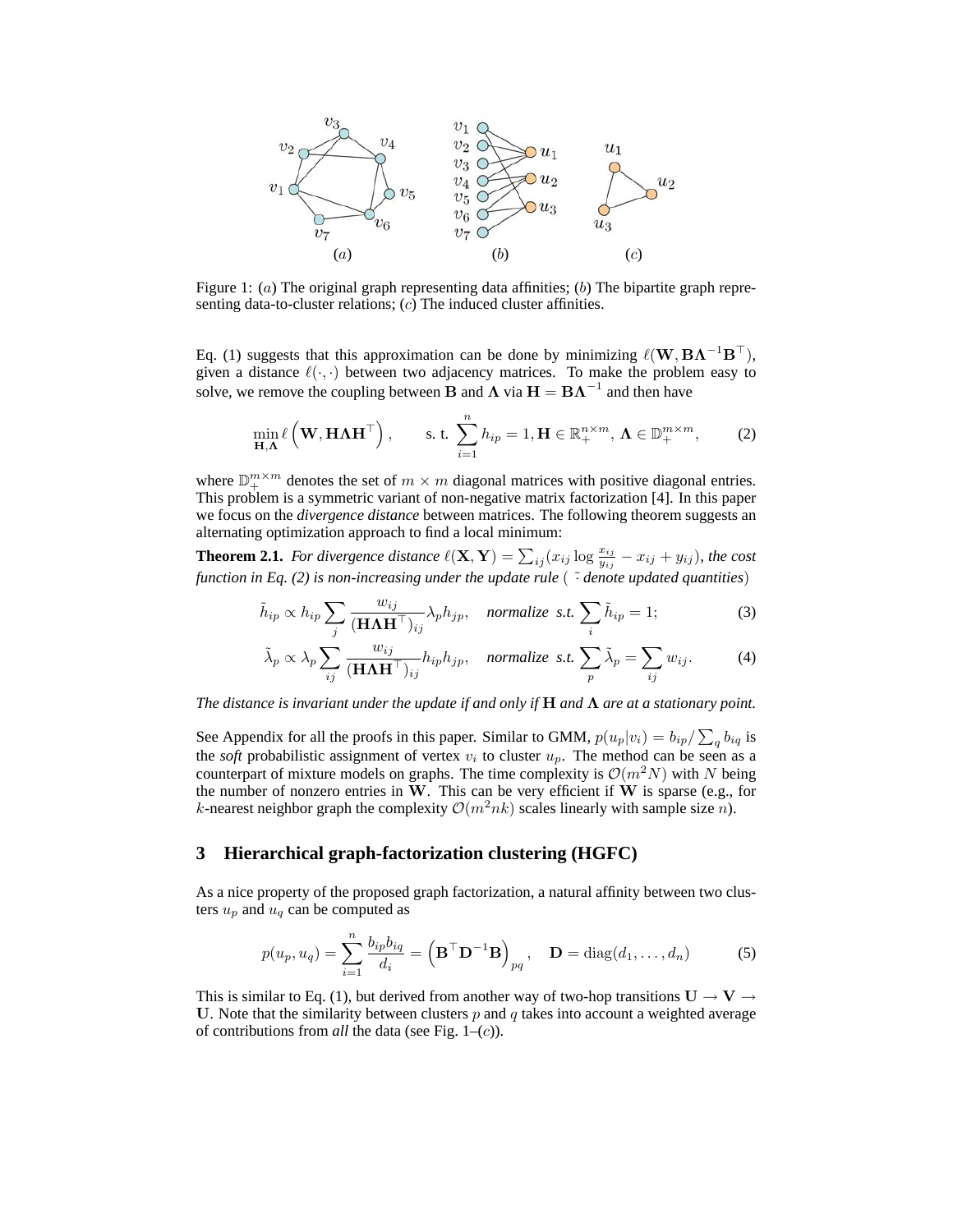Figure 1: (*a*) The original graph representing data affinities; (*b*) The bipartite graph representing data-to-cluster relations; (*c*) The induced cluster affinities.

Eq. (1) suggests that this approximation can be done by minimizing $\ell(\mathbf{W}, \mathbf{B}\mathbf{\Lambda}^{-1}\mathbf{B}^\top)$, given a distance $\ell(\cdot,\cdot)$ between two adjacency matrices. To make the problem easy to solve, we remove the coupling between $\mathbf{B}$ and $\mathbf{\Lambda}$ via $\mathbf{H} = \mathbf{B}\mathbf{\Lambda}^{-1}$ and then have

$$\min_{\mathbf{H},\mathbf{\Lambda}} \ell\left(\mathbf{W}, \mathbf{H}\mathbf{\Lambda}\mathbf{H}^\top\right), \qquad \text{s. t. } \sum_{i=1}^{n} h_{ip} = 1, \mathbf{H} \in \mathbb{R}_+^{n\times m}, \, \mathbf{\Lambda} \in \mathbb{D}_+^{m\times m}, \tag{2}$$

where $\mathbb{D}_+^{m\times m}$ denotes the set of $m \times m$ diagonal matrices with positive diagonal entries. This problem is a symmetric variant of non-negative matrix factorization [4]. In this paper we focus on the *divergence distance* between matrices. The following theorem suggests an alternating optimization approach to find a local minimum:

**Theorem 2.1.** *For divergence distance $\ell(\mathbf{X}, \mathbf{Y}) = \sum_{ij}(x_{ij} \log \frac{x_{ij}}{y_{ij}} - x_{ij} + y_{ij})$, the cost function in Eq. (2) is non-increasing under the update rule ( $\tilde{\cdot}$ denote updated quantities)*

$$\tilde{h}_{ip} \propto h_{ip} \sum_j \frac{w_{ij}}{(\mathbf{H}\mathbf{\Lambda}\mathbf{H}^\top)_{ij}} \lambda_p h_{jp}, \quad \textit{normalize s.t.} \sum_i \tilde{h}_{ip} = 1; \tag{3}$$

$$\tilde{\lambda}_p \propto \lambda_p \sum_{ij} \frac{w_{ij}}{(\mathbf{H}\mathbf{\Lambda}\mathbf{H}^\top)_{ij}} h_{ip} h_{jp}, \quad \textit{normalize s.t.} \sum_p \tilde{\lambda}_p = \sum_{ij} w_{ij}. \tag{4}$$

*The distance is invariant under the update if and only if $\mathbf{H}$ and $\mathbf{\Lambda}$ are at a stationary point.*

See Appendix for all the proofs in this paper. Similar to GMM, $p(u_p|v_i) = b_{ip}/\sum_q b_{iq}$ is the *soft* probabilistic assignment of vertex $v_i$ to cluster $u_p$. The method can be seen as a counterpart of mixture models on graphs. The time complexity is $\mathcal{O}(m^2N)$ with $N$ being the number of nonzero entries in $\mathbf{W}$. This can be very efficient if $\mathbf{W}$ is sparse (e.g., for $k$-nearest neighbor graph the complexity $\mathcal{O}(m^2nk)$ scales linearly with sample size $n$).

## 3 Hierarchical graph-factorization clustering (HGFC)

As a nice property of the proposed graph factorization, a natural affinity between two clusters $u_p$ and $u_q$ can be computed as

$$p(u_p, u_q) = \sum_{i=1}^{n} \frac{b_{ip} b_{iq}}{d_i} = \left(\mathbf{B}^\top \mathbf{D}^{-1} \mathbf{B}\right)_{pq}, \quad \mathbf{D} = \text{diag}(d_1, \ldots, d_n) \tag{5}$$

This is similar to Eq. (1), but derived from another way of two-hop transitions $\mathbf{U} \to \mathbf{V} \to \mathbf{U}$. Note that the similarity between clusters $p$ and $q$ takes into account a weighted average of contributions from *all* the data (see Fig. 1–(*c*)).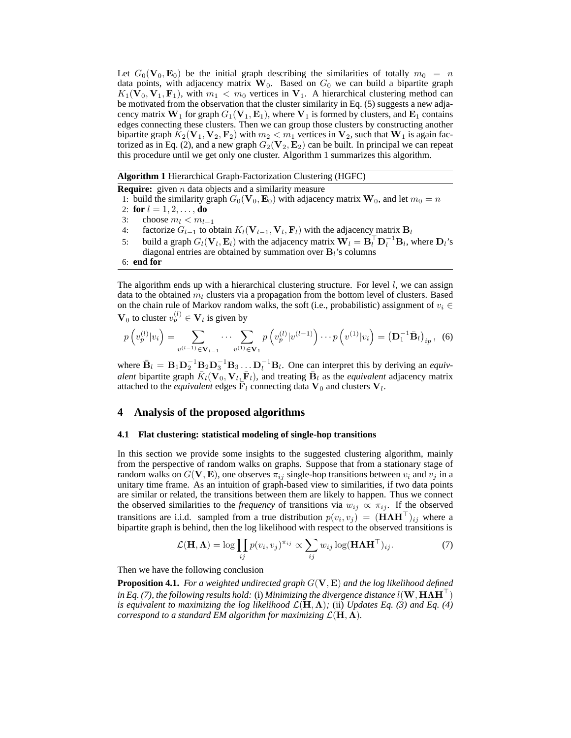Let $G_0(\mathbf{V}_0, \mathbf{E}_0)$ be the initial graph describing the similarities of totally $m_0 = n$ data points, with adjacency matrix $\mathbf{W}_0$. Based on $G_0$ we can build a bipartite graph $K_1(\mathbf{V}_0, \mathbf{V}_1, \mathbf{F}_1)$, with $m_1 < m_0$ vertices in $\mathbf{V}_1$. A hierarchical clustering method can be motivated from the observation that the cluster similarity in Eq. (5) suggests a new adjacency matrix $\mathbf{W}_1$ for graph $G_1(\mathbf{V}_1, \mathbf{E}_1)$, where $\mathbf{V}_1$ is formed by clusters, and $\mathbf{E}_1$ contains edges connecting these clusters. Then we can group those clusters by constructing another bipartite graph $K_2(\mathbf{V}_1, \mathbf{V}_2, \mathbf{F}_2)$ with $m_2 < m_1$ vertices in $\mathbf{V}_2$, such that $\mathbf{W}_1$ is again factorized as in Eq. (2), and a new graph $G_2(\mathbf{V}_2, \mathbf{E}_2)$ can be built. In principal we can repeat this procedure until we get only one cluster. Algorithm 1 summarizes this algorithm.

**Algorithm 1** Hierarchical Graph-Factorization Clustering (HGFC)

**Require:** given $n$ data objects and a similarity measure

1: build the similarity graph $G_0(\mathbf{V}_0, \mathbf{E}_0)$ with adjacency matrix $\mathbf{W}_0$, and let $m_0 = n$
2: **for** $l = 1, 2, \dots,$ **do**
3: choose $m_l < m_{l-1}$
4: factorize $G_{l-1}$ to obtain $K_l(\mathbf{V}_{l-1}, \mathbf{V}_l, \mathbf{F}_l)$ with the adjacency matrix $\mathbf{B}_l$
5: build a graph $G_l(\mathbf{V}_l, \mathbf{E}_l)$ with the adjacency matrix $\mathbf{W}_l = \mathbf{B}_l^\top \mathbf{D}_l^{-1} \mathbf{B}_l$, where $\mathbf{D}_l$'s diagonal entries are obtained by summation over $\mathbf{B}_l$'s columns
6: **end for**

The algorithm ends up with a hierarchical clustering structure. For level $l$, we can assign data to the obtained $m_l$ clusters via a propagation from the bottom level of clusters. Based on the chain rule of Markov random walks, the soft (i.e., probabilistic) assignment of $v_i \in \mathbf{V}_0$ to cluster $v_p^{(l)} \in \mathbf{V}_l$ is given by

$$p\left(v_p^{(l)}|v_i\right) = \sum_{v^{(l-1)} \in \mathbf{V}_{l-1}} \cdots \sum_{v^{(1)} \in \mathbf{V}_1} p\left(v_p^{(l)}|v^{(l-1)}\right) \cdots p\left(v^{(1)}|v_i\right) = \left(\mathbf{D}_1^{-1}\bar{\mathbf{B}}_l\right)_{ip}, \quad (6)$$

where $\bar{\mathbf{B}}_l = \mathbf{B}_1 \mathbf{D}_2^{-1} \mathbf{B}_2 \mathbf{D}_3^{-1} \mathbf{B}_3 \dots \mathbf{D}_l^{-1} \mathbf{B}_l$. One can interpret this by deriving an *equivalent* bipartite graph $\bar{K}_l(\mathbf{V}_0, \mathbf{V}_l, \bar{\mathbf{F}}_l)$, and treating $\bar{\mathbf{B}}_l$ as the *equivalent* adjacency matrix attached to the *equivalent* edges $\bar{\mathbf{F}}_l$ connecting data $\mathbf{V}_0$ and clusters $\mathbf{V}_l$.

## 4 Analysis of the proposed algorithms

### 4.1 Flat clustering: statistical modeling of single-hop transitions

In this section we provide some insights to the suggested clustering algorithm, mainly from the perspective of random walks on graphs. Suppose that from a stationary stage of random walks on $G(\mathbf{V}, \mathbf{E})$, one observes $\pi_{ij}$ single-hop transitions between $v_i$ and $v_j$ in a unitary time frame. As an intuition of graph-based view to similarities, if two data points are similar or related, the transitions between them are likely to happen. Thus we connect the observed similarities to the *frequency* of transitions via $w_{ij} \propto \pi_{ij}$. If the observed transitions are i.i.d. sampled from a true distribution $p(v_i, v_j) = (\mathbf{H}\mathbf{\Lambda}\mathbf{H}^\top)_{ij}$ where a bipartite graph is behind, then the log likelihood with respect to the observed transitions is

$$\mathcal{L}(\mathbf{H}, \mathbf{\Lambda}) = \log \prod_{ij} p(v_i, v_j)^{\pi_{ij}} \propto \sum_{ij} w_{ij} \log(\mathbf{H}\mathbf{\Lambda}\mathbf{H}^\top)_{ij}. \quad (7)$$

Then we have the following conclusion

**Proposition 4.1.** *For a weighted undirected graph $G(\mathbf{V}, \mathbf{E})$ and the log likelihood defined in Eq. (7), the following results hold:* (i) *Minimizing the divergence distance $l(\mathbf{W}, \mathbf{H}\mathbf{\Lambda}\mathbf{H}^\top)$ is equivalent to maximizing the log likelihood $\mathcal{L}(\mathbf{H}, \mathbf{\Lambda})$;* (ii) *Updates Eq. (3) and Eq. (4) correspond to a standard EM algorithm for maximizing $\mathcal{L}(\mathbf{H}, \mathbf{\Lambda})$.*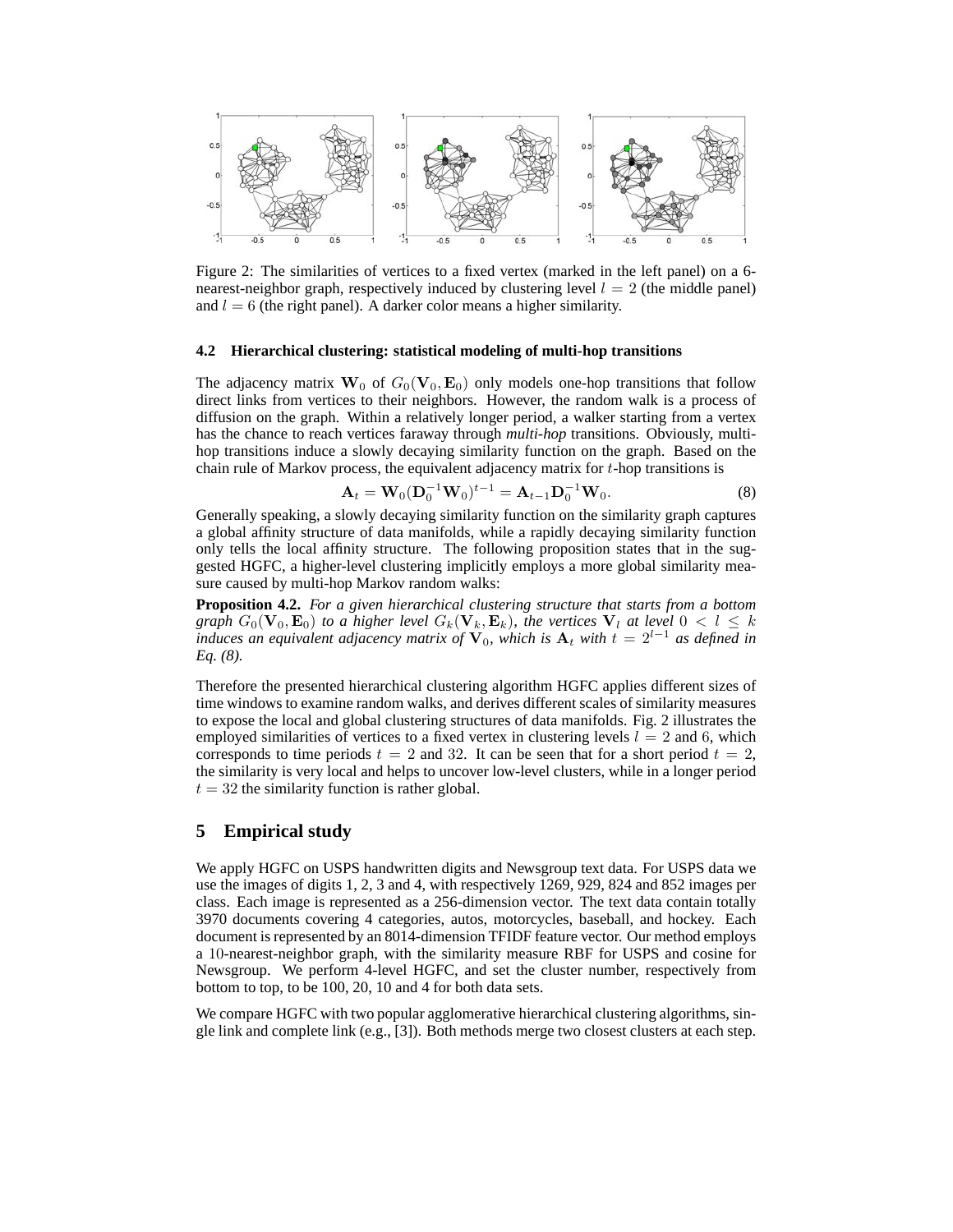Figure 2: The similarities of vertices to a fixed vertex (marked in the left panel) on a 6-nearest-neighbor graph, respectively induced by clustering level $l = 2$ (the middle panel) and $l = 6$ (the right panel). A darker color means a higher similarity.

### 4.2 Hierarchical clustering: statistical modeling of multi-hop transitions

The adjacency matrix $\mathbf{W}_0$ of $G_0(\mathbf{V}_0, \mathbf{E}_0)$ only models one-hop transitions that follow direct links from vertices to their neighbors. However, the random walk is a process of diffusion on the graph. Within a relatively longer period, a walker starting from a vertex has the chance to reach vertices faraway through *multi-hop* transitions. Obviously, multi-hop transitions induce a slowly decaying similarity function on the graph. Based on the chain rule of Markov process, the equivalent adjacency matrix for $t$-hop transitions is

$$\mathbf{A}_t = \mathbf{W}_0(\mathbf{D}_0^{-1}\mathbf{W}_0)^{t-1} = \mathbf{A}_{t-1}\mathbf{D}_0^{-1}\mathbf{W}_0. \tag{8}$$

Generally speaking, a slowly decaying similarity function on the similarity graph captures a global affinity structure of data manifolds, while a rapidly decaying similarity function only tells the local affinity structure. The following proposition states that in the suggested HGFC, a higher-level clustering implicitly employs a more global similarity measure caused by multi-hop Markov random walks:

**Proposition 4.2.** *For a given hierarchical clustering structure that starts from a bottom graph $G_0(\mathbf{V}_0, \mathbf{E}_0)$ to a higher level $G_k(\mathbf{V}_k, \mathbf{E}_k)$, the vertices $\mathbf{V}_l$ at level $0 < l \leq k$ induces an equivalent adjacency matrix of $\mathbf{V}_0$, which is $\mathbf{A}_t$ with $t = 2^{l-1}$ as defined in Eq. (8).*

Therefore the presented hierarchical clustering algorithm HGFC applies different sizes of time windows to examine random walks, and derives different scales of similarity measures to expose the local and global clustering structures of data manifolds. Fig. 2 illustrates the employed similarities of vertices to a fixed vertex in clustering levels $l = 2$ and $6$, which corresponds to time periods $t = 2$ and $32$. It can be seen that for a short period $t = 2$, the similarity is very local and helps to uncover low-level clusters, while in a longer period $t = 32$ the similarity function is rather global.

## 5 Empirical study

We apply HGFC on USPS handwritten digits and Newsgroup text data. For USPS data we use the images of digits 1, 2, 3 and 4, with respectively 1269, 929, 824 and 852 images per class. Each image is represented as a 256-dimension vector. The text data contain totally 3970 documents covering 4 categories, autos, motorcycles, baseball, and hockey. Each document is represented by an 8014-dimension TFIDF feature vector. Our method employs a $10$-nearest-neighbor graph, with the similarity measure RBF for USPS and cosine for Newsgroup. We perform 4-level HGFC, and set the cluster number, respectively from bottom to top, to be 100, 20, 10 and 4 for both data sets.

We compare HGFC with two popular agglomerative hierarchical clustering algorithms, single link and complete link (e.g., [3]). Both methods merge two closest clusters at each step.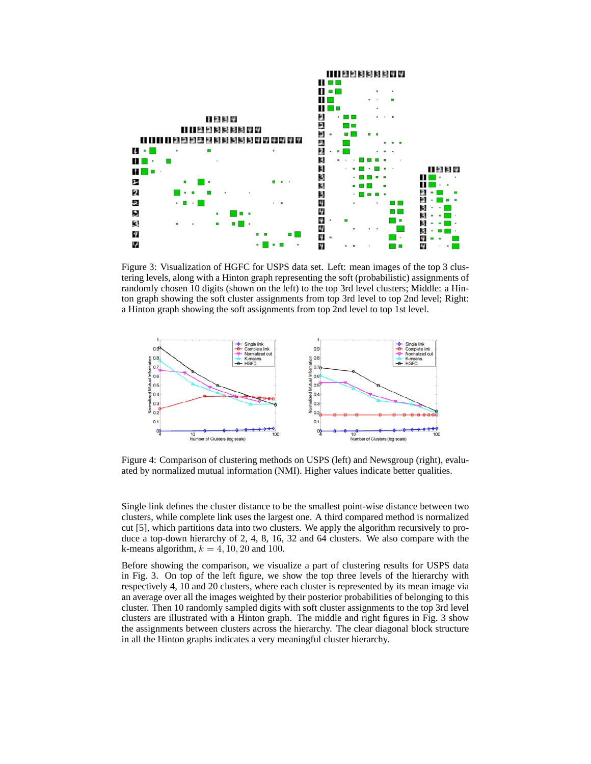Figure 3: Visualization of HGFC for USPS data set. Left: mean images of the top 3 clustering levels, along with a Hinton graph representing the soft (probabilistic) assignments of randomly chosen 10 digits (shown on the left) to the top 3rd level clusters; Middle: a Hinton graph showing the soft cluster assignments from top 3rd level to top 2nd level; Right: a Hinton graph showing the soft assignments from top 2nd level to top 1st level.

Figure 4: Comparison of clustering methods on USPS (left) and Newsgroup (right), evaluated by normalized mutual information (NMI). Higher values indicate better qualities.

Single link defines the cluster distance to be the smallest point-wise distance between two clusters, while complete link uses the largest one. A third compared method is normalized cut [5], which partitions data into two clusters. We apply the algorithm recursively to produce a top-down hierarchy of 2, 4, 8, 16, 32 and 64 clusters. We also compare with the k-means algorithm, $k = 4, 10, 20$ and $100$.

Before showing the comparison, we visualize a part of clustering results for USPS data in Fig. 3. On top of the left figure, we show the top three levels of the hierarchy with respectively 4, 10 and 20 clusters, where each cluster is represented by its mean image via an average over all the images weighted by their posterior probabilities of belonging to this cluster. Then 10 randomly sampled digits with soft cluster assignments to the top 3rd level clusters are illustrated with a Hinton graph. The middle and right figures in Fig. 3 show the assignments between clusters across the hierarchy. The clear diagonal block structure in all the Hinton graphs indicates a very meaningful cluster hierarchy.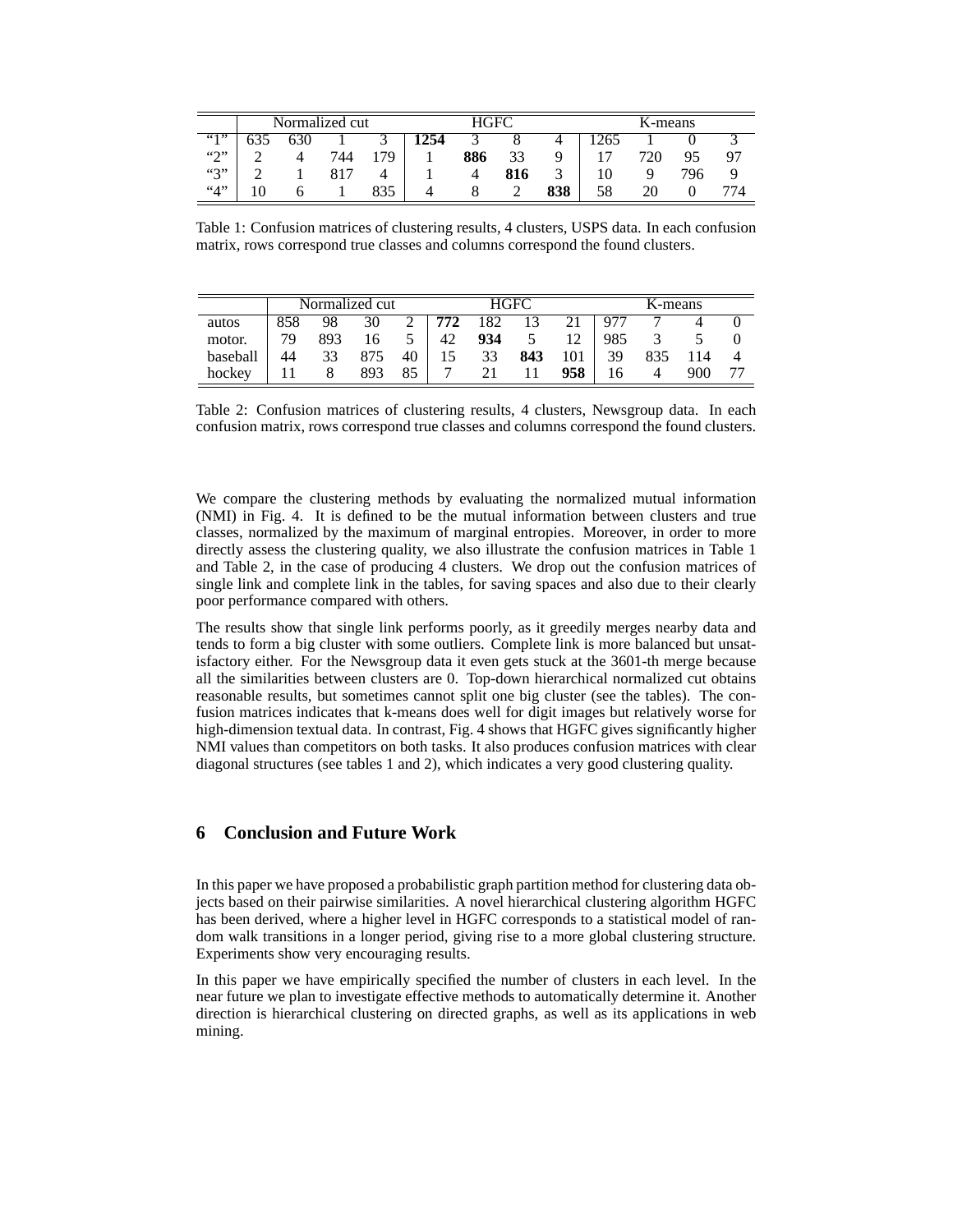| | Normalized cut | | | | HGFC | | | | K-means | | | |
|---|---|---|---|---|---|---|---|---|---|---|---|---|
| "1" | 635 | 630 | 1 | 3 | **1254** | 3 | 8 | 4 | 1265 | 1 | 0 | 3 |
| "2" | 2 | 4 | 744 | 179 | 1 | **886** | 33 | 9 | 17 | 720 | 95 | 97 |
| "3" | 2 | 1 | 817 | 4 | 1 | 4 | **816** | 3 | 10 | 9 | 796 | 9 |
| "4" | 10 | 6 | 1 | 835 | 4 | 8 | 2 | **838** | 58 | 20 | 0 | 774 |

Table 1: Confusion matrices of clustering results, 4 clusters, USPS data. In each confusion matrix, rows correspond true classes and columns correspond the found clusters.

| | Normalized cut | | | | HGFC | | | | K-means | | | |
|---|---|---|---|---|---|---|---|---|---|---|---|---|
| autos | 858 | 98 | 30 | 2 | **772** | 182 | 13 | 21 | 977 | 7 | 4 | 0 |
| motor. | 79 | 893 | 16 | 5 | 42 | **934** | 5 | 12 | 985 | 3 | 5 | 0 |
| baseball | 44 | 33 | 875 | 40 | 15 | 33 | **843** | 101 | 39 | 835 | 114 | 4 |
| hockey | 11 | 8 | 893 | 85 | 7 | 21 | 11 | **958** | 16 | 4 | 900 | 77 |

Table 2: Confusion matrices of clustering results, 4 clusters, Newsgroup data. In each confusion matrix, rows correspond true classes and columns correspond the found clusters.

We compare the clustering methods by evaluating the normalized mutual information (NMI) in Fig. 4. It is defined to be the mutual information between clusters and true classes, normalized by the maximum of marginal entropies. Moreover, in order to more directly assess the clustering quality, we also illustrate the confusion matrices in Table 1 and Table 2, in the case of producing 4 clusters. We drop out the confusion matrices of single link and complete link in the tables, for saving spaces and also due to their clearly poor performance compared with others.

The results show that single link performs poorly, as it greedily merges nearby data and tends to form a big cluster with some outliers. Complete link is more balanced but unsatisfactory either. For the Newsgroup data it even gets stuck at the 3601-th merge because all the similarities between clusters are 0. Top-down hierarchical normalized cut obtains reasonable results, but sometimes cannot split one big cluster (see the tables). The confusion matrices indicates that k-means does well for digit images but relatively worse for high-dimension textual data. In contrast, Fig. 4 shows that HGFC gives significantly higher NMI values than competitors on both tasks. It also produces confusion matrices with clear diagonal structures (see tables 1 and 2), which indicates a very good clustering quality.

## 6 Conclusion and Future Work

In this paper we have proposed a probabilistic graph partition method for clustering data objects based on their pairwise similarities. A novel hierarchical clustering algorithm HGFC has been derived, where a higher level in HGFC corresponds to a statistical model of random walk transitions in a longer period, giving rise to a more global clustering structure. Experiments show very encouraging results.

In this paper we have empirically specified the number of clusters in each level. In the near future we plan to investigate effective methods to automatically determine it. Another direction is hierarchical clustering on directed graphs, as well as its applications in web mining.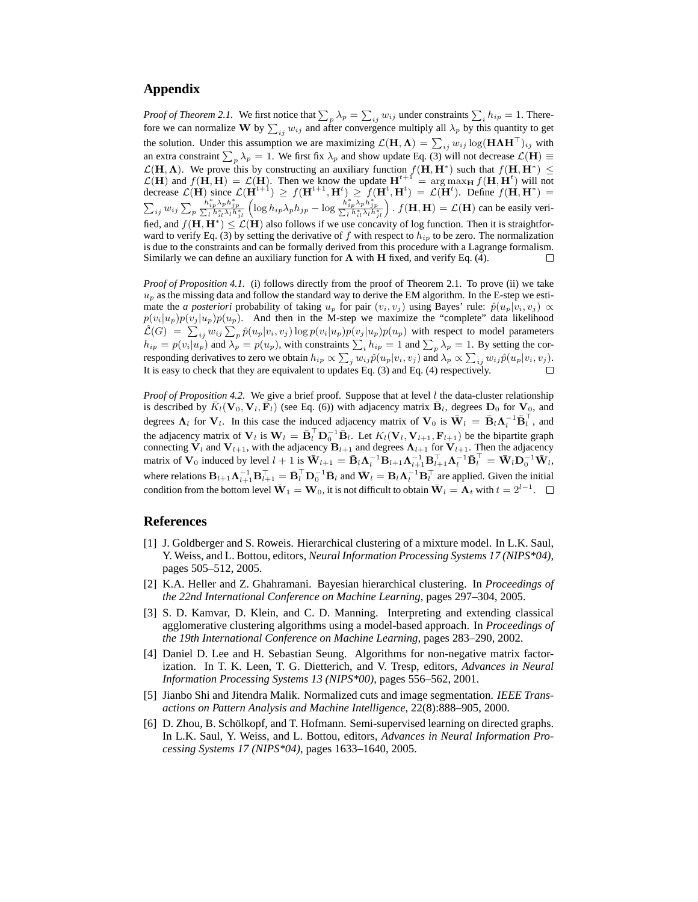## Appendix

*Proof of Theorem 2.1.* We first notice that $\sum_p \lambda_p = \sum_{ij} w_{ij}$ under constraints $\sum_i h_{ip} = 1$. Therefore we can normalize $\mathbf{W}$ by $\sum_{ij} w_{ij}$ and after convergence multiply all $\lambda_p$ by this quantity to get the solution. Under this assumption we are maximizing $\mathcal{L}(\mathbf{H}, \mathbf{\Lambda}) = \sum_{ij} w_{ij} \log(\mathbf{H}\mathbf{\Lambda}\mathbf{H}^\top)_{ij}$ with an extra constraint $\sum_p \lambda_p = 1$. We first fix $\lambda_p$ and show update Eq. (3) will not decrease $\mathcal{L}(\mathbf{H}) \equiv \mathcal{L}(\mathbf{H}, \mathbf{\Lambda})$. We prove this by constructing an auxiliary function $f(\mathbf{H}, \mathbf{H}^*)$ such that $f(\mathbf{H}, \mathbf{H}^*) \leq \mathcal{L}(\mathbf{H})$ and $f(\mathbf{H}, \mathbf{H}) = \mathcal{L}(\mathbf{H})$. Then we know the update $\mathbf{H}^{t+1} = \arg\max_{\mathbf{H}} f(\mathbf{H}, \mathbf{H}^t)$ will not decrease $\mathcal{L}(\mathbf{H})$ since $\mathcal{L}(\mathbf{H}^{t+1}) \geq f(\mathbf{H}^{t+1}, \mathbf{H}^t) \geq f(\mathbf{H}^t, \mathbf{H}^t) = \mathcal{L}(\mathbf{H}^t)$. Define $f(\mathbf{H}, \mathbf{H}^*) = \sum_{ij} w_{ij} \sum_p \frac{h^*_{ip}\lambda_p h^*_{jp}}{\sum_l h^*_{il}\lambda_l h^*_{jl}} \left( \log h_{ip}\lambda_p h_{jp} - \log \frac{h^*_{ip}\lambda_p h^*_{jp}}{\sum_l h^*_{il}\lambda_l h^*_{jl}} \right)$. $f(\mathbf{H}, \mathbf{H}) = \mathcal{L}(\mathbf{H})$ can be easily verified, and $f(\mathbf{H}, \mathbf{H}^*) \leq \mathcal{L}(\mathbf{H})$ also follows if we use concavity of log function. Then it is straightforward to verify Eq. (3) by setting the derivative of $f$ with respect to $h_{ip}$ to be zero. The normalization is due to the constraints and can be formally derived from this procedure with a Lagrange formalism. Similarly we can define an auxiliary function for $\mathbf{\Lambda}$ with $\mathbf{H}$ fixed, and verify Eq. (4). □

*Proof of Proposition 4.1.* (i) follows directly from the proof of Theorem 2.1. To prove (ii) we take $u_p$ as the missing data and follow the standard way to derive the EM algorithm. In the E-step we estimate the *a posteriori* probability of taking $u_p$ for pair $(v_i, v_j)$ using Bayes' rule: $\hat{p}(u_p|v_i, v_j) \propto p(v_i|u_p)p(v_j|u_p)p(u_p)$. And then in the M-step we maximize the "complete" data likelihood $\hat{\mathcal{L}}(G) = \sum_{ij} w_{ij} \sum_p \hat{p}(u_p|v_i, v_j) \log p(v_i|u_p)p(v_j|u_p)p(u_p)$ with respect to model parameters $h_{ip} = p(v_i|u_p)$ and $\lambda_p = p(u_p)$, with constraints $\sum_i h_{ip} = 1$ and $\sum_p \lambda_p = 1$. By setting the corresponding derivatives to zero we obtain $h_{ip} \propto \sum_j w_{ij}\hat{p}(u_p|v_i, v_j)$ and $\lambda_p \propto \sum_{ij} w_{ij}\hat{p}(u_p|v_i, v_j)$. It is easy to check that they are equivalent to updates Eq. (3) and Eq. (4) respectively. □

*Proof of Proposition 4.2.* We give a brief proof. Suppose that at level $l$ the data-cluster relationship is described by $\bar{K}_l(\mathbf{V}_0, \mathbf{V}_l, \bar{\mathbf{F}}_l)$ (see Eq. (6)) with adjacency matrix $\bar{\mathbf{B}}_l$, degrees $\mathbf{D}_0$ for $\mathbf{V}_0$, and degrees $\mathbf{\Lambda}_l$ for $\mathbf{V}_l$. In this case the induced adjacency matrix of $\mathbf{V}_0$ is $\bar{\mathbf{W}}_l = \bar{\mathbf{B}}_l \mathbf{\Lambda}_l^{-1} \bar{\mathbf{B}}_l^\top$, and the adjacency matrix of $\mathbf{V}_l$ is $\mathbf{W}_l = \bar{\mathbf{B}}_l^\top \mathbf{D}_0^{-1} \bar{\mathbf{B}}_l$. Let $K_l(\mathbf{V}_l, \mathbf{V}_{l+1}, \mathbf{F}_{l+1})$ be the bipartite graph connecting $\mathbf{V}_l$ and $\mathbf{V}_{l+1}$, with the adjacency $\mathbf{B}_{l+1}$ and degrees $\mathbf{\Lambda}_{l+1}$ for $\mathbf{V}_{l+1}$. Then the adjacency matrix of $\mathbf{V}_0$ induced by level $l+1$ is $\bar{\mathbf{W}}_{l+1} = \bar{\mathbf{B}}_l \mathbf{\Lambda}_l^{-1} \mathbf{B}_{l+1} \mathbf{\Lambda}_{l+1}^{-1} \mathbf{B}_{l+1}^\top \mathbf{\Lambda}_l^{-1} \bar{\mathbf{B}}_l^\top = \bar{\mathbf{W}}_l \mathbf{D}_0^{-1} \bar{\mathbf{W}}_l$, where relations $\mathbf{B}_{l+1} \mathbf{\Lambda}_{l+1}^{-1} \mathbf{B}_{l+1}^\top = \bar{\mathbf{B}}_l^\top \mathbf{D}_0^{-1} \bar{\mathbf{B}}_l$ and $\bar{\mathbf{W}}_l = \mathbf{B}_l \mathbf{\Lambda}_l^{-1} \mathbf{B}_l^\top$ are applied. Given the initial condition from the bottom level $\bar{\mathbf{W}}_1 = \mathbf{W}_0$, it is not difficult to obtain $\bar{\mathbf{W}}_l = \mathbf{A}_t$ with $t = 2^{l-1}$. □

## References

[1] J. Goldberger and S. Roweis. Hierarchical clustering of a mixture model. In L.K. Saul, Y. Weiss, and L. Bottou, editors, *Neural Information Processing Systems 17 (NIPS\*04)*, pages 505–512, 2005.

[2] K.A. Heller and Z. Ghahramani. Bayesian hierarchical clustering. In *Proceedings of the 22nd International Conference on Machine Learning*, pages 297–304, 2005.

[3] S. D. Kamvar, D. Klein, and C. D. Manning. Interpreting and extending classical agglomerative clustering algorithms using a model-based approach. In *Proceedings of the 19th International Conference on Machine Learning*, pages 283–290, 2002.

[4] Daniel D. Lee and H. Sebastian Seung. Algorithms for non-negative matrix factorization. In T. K. Leen, T. G. Dietterich, and V. Tresp, editors, *Advances in Neural Information Processing Systems 13 (NIPS\*00)*, pages 556–562, 2001.

[5] Jianbo Shi and Jitendra Malik. Normalized cuts and image segmentation. *IEEE Transactions on Pattern Analysis and Machine Intelligence*, 22(8):888–905, 2000.

[6] D. Zhou, B. Schölkopf, and T. Hofmann. Semi-supervised learning on directed graphs. In L.K. Saul, Y. Weiss, and L. Bottou, editors, *Advances in Neural Information Processing Systems 17 (NIPS\*04)*, pages 1633–1640, 2005.